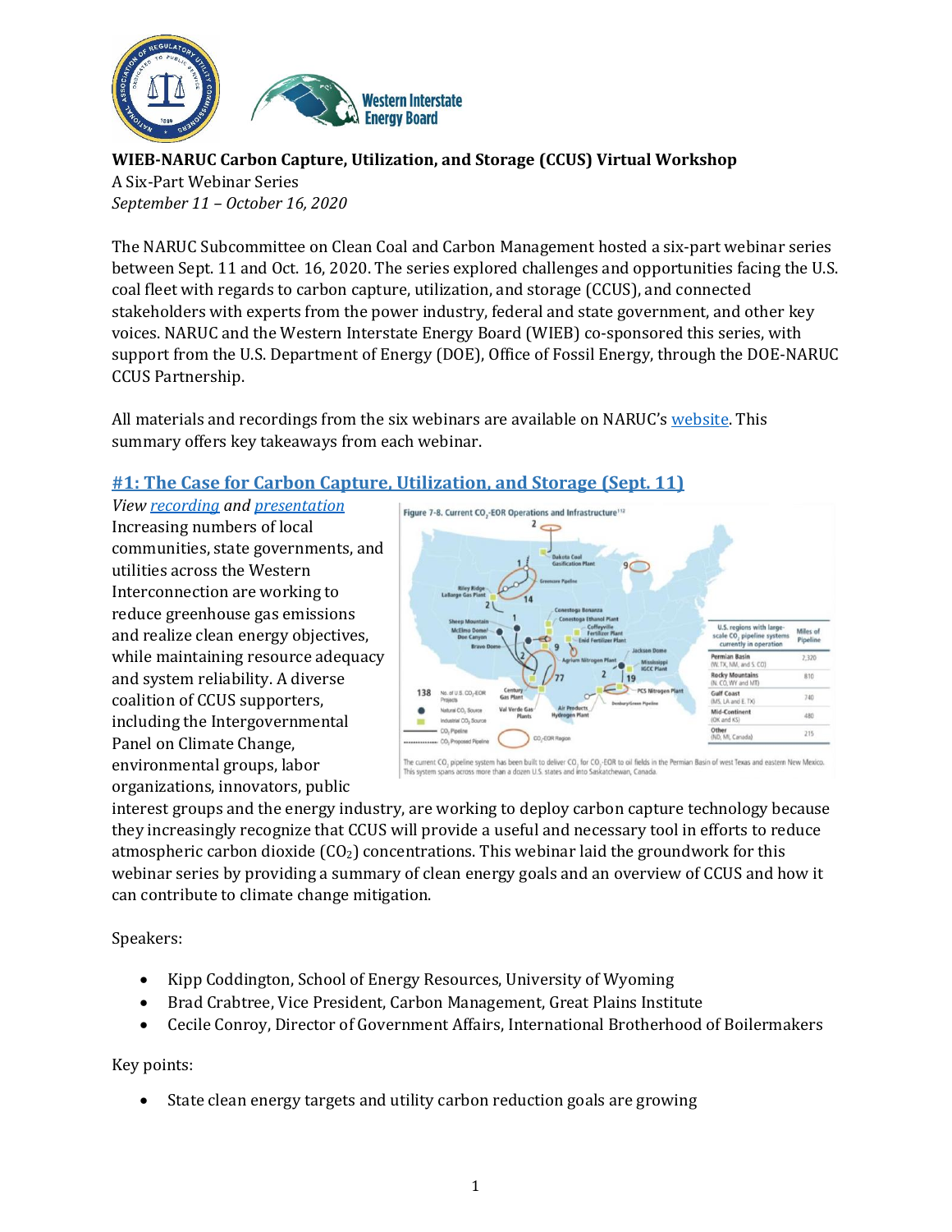**WIEB-NARUC Carbon Capture, Utilization, and Storage (CCUS) Virtual Workshop**
A Six-Part Webinar Series
*September 11 – October 16, 2020*

The NARUC Subcommittee on Clean Coal and Carbon Management hosted a six-part webinar series between Sept. 11 and Oct. 16, 2020. The series explored challenges and opportunities facing the U.S. coal fleet with regards to carbon capture, utilization, and storage (CCUS), and connected stakeholders with experts from the power industry, federal and state government, and other key voices. NARUC and the Western Interstate Energy Board (WIEB) co-sponsored this series, with support from the U.S. Department of Energy (DOE), Office of Fossil Energy, through the DOE-NARUC CCUS Partnership.

All materials and recordings from the six webinars are available on NARUC's website. This summary offers key takeaways from each webinar.

## #1: The Case for Carbon Capture, Utilization, and Storage (Sept. 11)

*View recording and presentation*

Increasing numbers of local communities, state governments, and utilities across the Western Interconnection are working to reduce greenhouse gas emissions and realize clean energy objectives, while maintaining resource adequacy and system reliability. A diverse coalition of CCUS supporters, including the Intergovernmental Panel on Climate Change, environmental groups, labor organizations, innovators, public interest groups and the energy industry, are working to deploy carbon capture technology because they increasingly recognize that CCUS will provide a useful and necessary tool in efforts to reduce atmospheric carbon dioxide ($CO_2$) concentrations. This webinar laid the groundwork for this webinar series by providing a summary of clean energy goals and an overview of CCUS and how it can contribute to climate change mitigation.

Figure 7-8. Current $CO_2$-EOR Operations and Infrastructure[12]

| U.S. regions with large-scale $CO_2$ pipeline systems currently in operation | Miles of Pipeline |
| --- | --- |
| Permian Basin (W. TX, NM, and S. CO) | 2,320 |
| Rocky Mountains (N. CO, WY and MT) | 810 |
| Gulf Coast (MS, LA and E. TX) | 740 |
| Mid-Continent (OK and KS) | 480 |
| Other (ND, MI, Canada) | 215 |

The current $CO_2$ pipeline system has been built to deliver $CO_2$ for $CO_2$-EOR to oil fields in the Permian Basin of west Texas and eastern New Mexico. This system spans across more than a dozen U.S. states and into Saskatchewan, Canada.

Speakers:

- Kipp Coddington, School of Energy Resources, University of Wyoming
- Brad Crabtree, Vice President, Carbon Management, Great Plains Institute
- Cecile Conroy, Director of Government Affairs, International Brotherhood of Boilermakers

Key points:

- State clean energy targets and utility carbon reduction goals are growing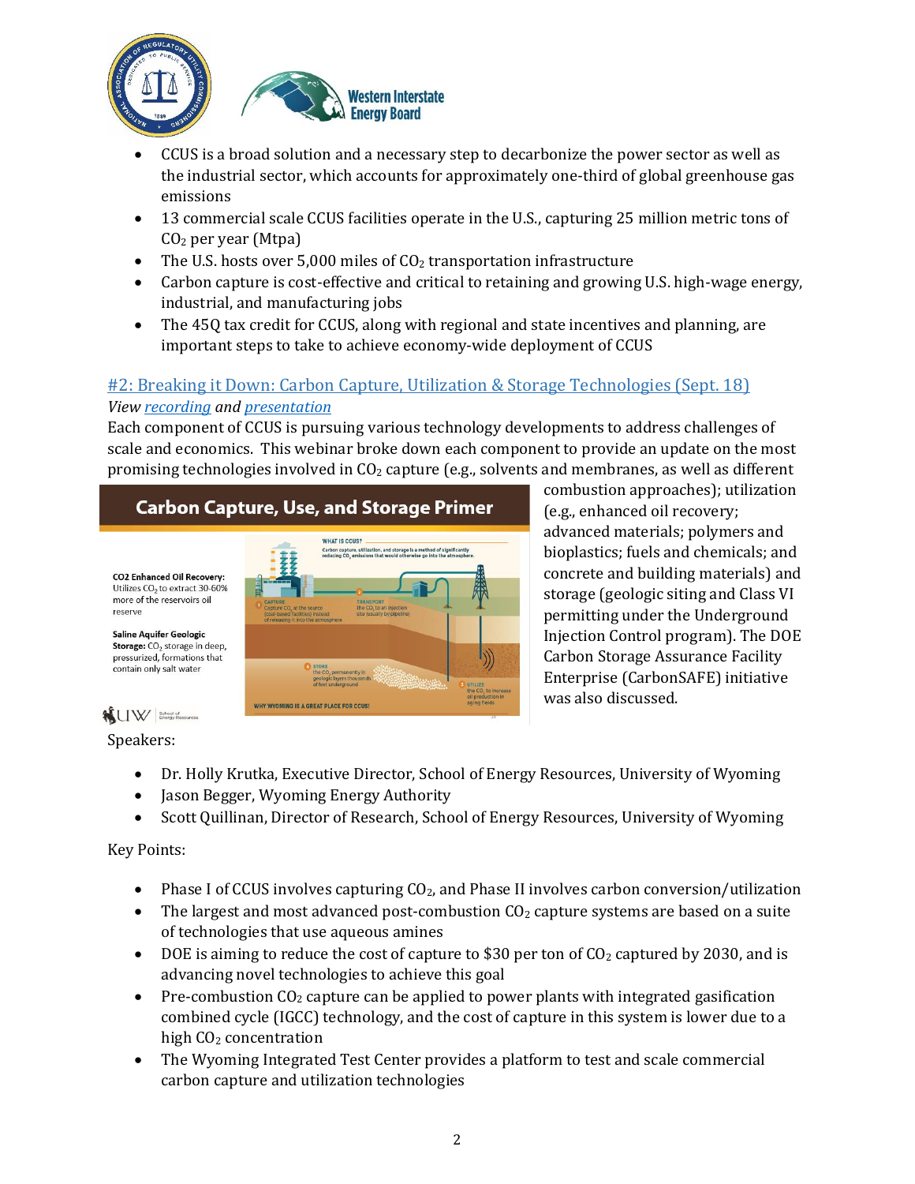- CCUS is a broad solution and a necessary step to decarbonize the power sector as well as the industrial sector, which accounts for approximately one-third of global greenhouse gas emissions
- 13 commercial scale CCUS facilities operate in the U.S., capturing 25 million metric tons of $CO_2$ per year (Mtpa)
- The U.S. hosts over 5,000 miles of $CO_2$ transportation infrastructure
- Carbon capture is cost-effective and critical to retaining and growing U.S. high-wage energy, industrial, and manufacturing jobs
- The 45Q tax credit for CCUS, along with regional and state incentives and planning, are important steps to take to achieve economy-wide deployment of CCUS

## #2: Breaking it Down: Carbon Capture, Utilization & Storage Technologies (Sept. 18)

*View recording and presentation*

Each component of CCUS is pursuing various technology developments to address challenges of scale and economics. This webinar broke down each component to provide an update on the most promising technologies involved in $CO_2$ capture (e.g., solvents and membranes, as well as different combustion approaches); utilization (e.g., enhanced oil recovery; advanced materials; polymers and bioplastics; fuels and chemicals; and concrete and building materials) and storage (geologic siting and Class VI permitting under the Underground Injection Control program). The DOE Carbon Storage Assurance Facility Enterprise (CarbonSAFE) initiative was also discussed.

Speakers:

- Dr. Holly Krutka, Executive Director, School of Energy Resources, University of Wyoming
- Jason Begger, Wyoming Energy Authority
- Scott Quillinan, Director of Research, School of Energy Resources, University of Wyoming

Key Points:

- Phase I of CCUS involves capturing $CO_2$, and Phase II involves carbon conversion/utilization
- The largest and most advanced post-combustion $CO_2$ capture systems are based on a suite of technologies that use aqueous amines
- DOE is aiming to reduce the cost of capture to $30 per ton of $CO_2$ captured by 2030, and is advancing novel technologies to achieve this goal
- Pre-combustion $CO_2$ capture can be applied to power plants with integrated gasification combined cycle (IGCC) technology, and the cost of capture in this system is lower due to a high $CO_2$ concentration
- The Wyoming Integrated Test Center provides a platform to test and scale commercial carbon capture and utilization technologies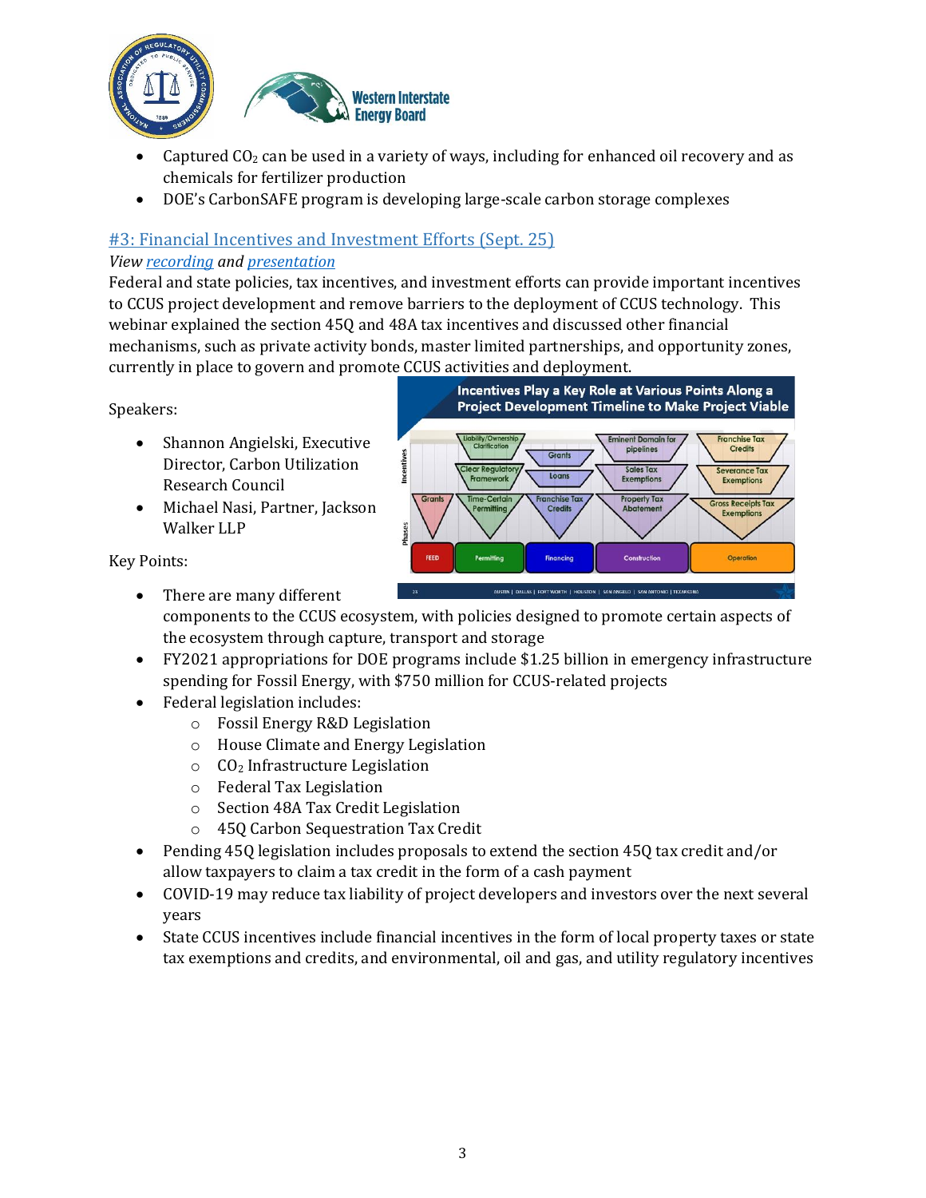- Captured $CO_2$ can be used in a variety of ways, including for enhanced oil recovery and as chemicals for fertilizer production
- DOE's CarbonSAFE program is developing large-scale carbon storage complexes

## #3: Financial Incentives and Investment Efforts (Sept. 25)

*View recording and presentation*

Federal and state policies, tax incentives, and investment efforts can provide important incentives to CCUS project development and remove barriers to the deployment of CCUS technology. This webinar explained the section 45Q and 48A tax incentives and discussed other financial mechanisms, such as private activity bonds, master limited partnerships, and opportunity zones, currently in place to govern and promote CCUS activities and deployment.

Speakers:

- Shannon Angielski, Executive Director, Carbon Utilization Research Council
- Michael Nasi, Partner, Jackson Walker LLP

Key Points:

- There are many different components to the CCUS ecosystem, with policies designed to promote certain aspects of the ecosystem through capture, transport and storage
- FY2021 appropriations for DOE programs include $1.25 billion in emergency infrastructure spending for Fossil Energy, with $750 million for CCUS-related projects
- Federal legislation includes:
    - Fossil Energy R&D Legislation
    - House Climate and Energy Legislation
    - $CO_2$ Infrastructure Legislation
    - Federal Tax Legislation
    - Section 48A Tax Credit Legislation
    - 45Q Carbon Sequestration Tax Credit
- Pending 45Q legislation includes proposals to extend the section 45Q tax credit and/or allow taxpayers to claim a tax credit in the form of a cash payment
- COVID-19 may reduce tax liability of project developers and investors over the next several years
- State CCUS incentives include financial incentives in the form of local property taxes or state tax exemptions and credits, and environmental, oil and gas, and utility regulatory incentives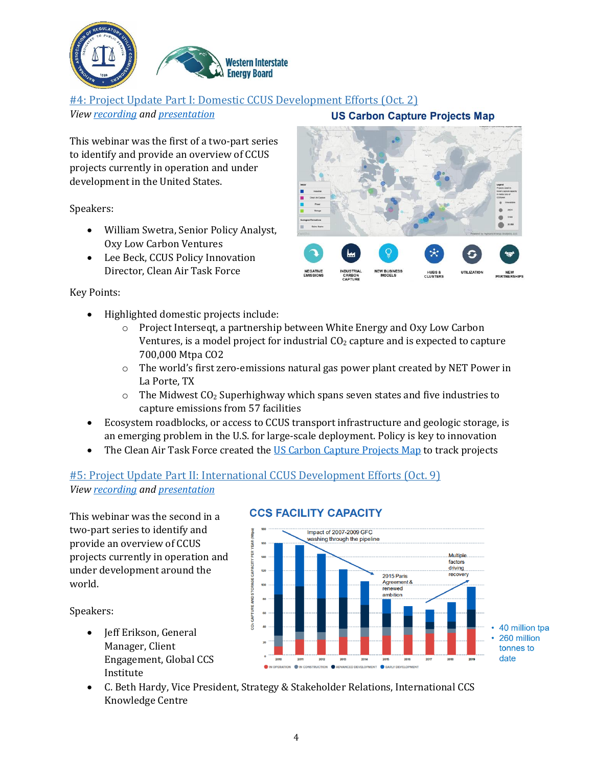## [#4: Project Update Part I: Domestic CCUS Development Efforts (Oct. 2)]

*View [recording] and [presentation]*

This webinar was the first of a two-part series to identify and provide an overview of CCUS projects currently in operation and under development in the United States.

Speakers:

- William Swetra, Senior Policy Analyst, Oxy Low Carbon Ventures
- Lee Beck, CCUS Policy Innovation Director, Clean Air Task Force

Key Points:

- Highlighted domestic projects include:
    - Project Interseqt, a partnership between White Energy and Oxy Low Carbon Ventures, is a model project for industrial $CO_2$ capture and is expected to capture 700,000 Mtpa CO2
    - The world's first zero-emissions natural gas power plant created by NET Power in La Porte, TX
    - The Midwest $CO_2$ Superhighway which spans seven states and five industries to capture emissions from 57 facilities
- Ecosystem roadblocks, or access to CCUS transport infrastructure and geologic storage, is an emerging problem in the U.S. for large-scale deployment. Policy is key to innovation
- The Clean Air Task Force created the [US Carbon Capture Projects Map] to track projects

## [#5: Project Update Part II: International CCUS Development Efforts (Oct. 9)]

*View [recording] and [presentation]*

This webinar was the second in a two-part series to identify and provide an overview of CCUS projects currently in operation and under development around the world.

Speakers:

- Jeff Erikson, General Manager, Client Engagement, Global CCS Institute
- C. Beth Hardy, Vice President, Strategy & Stakeholder Relations, International CCS Knowledge Centre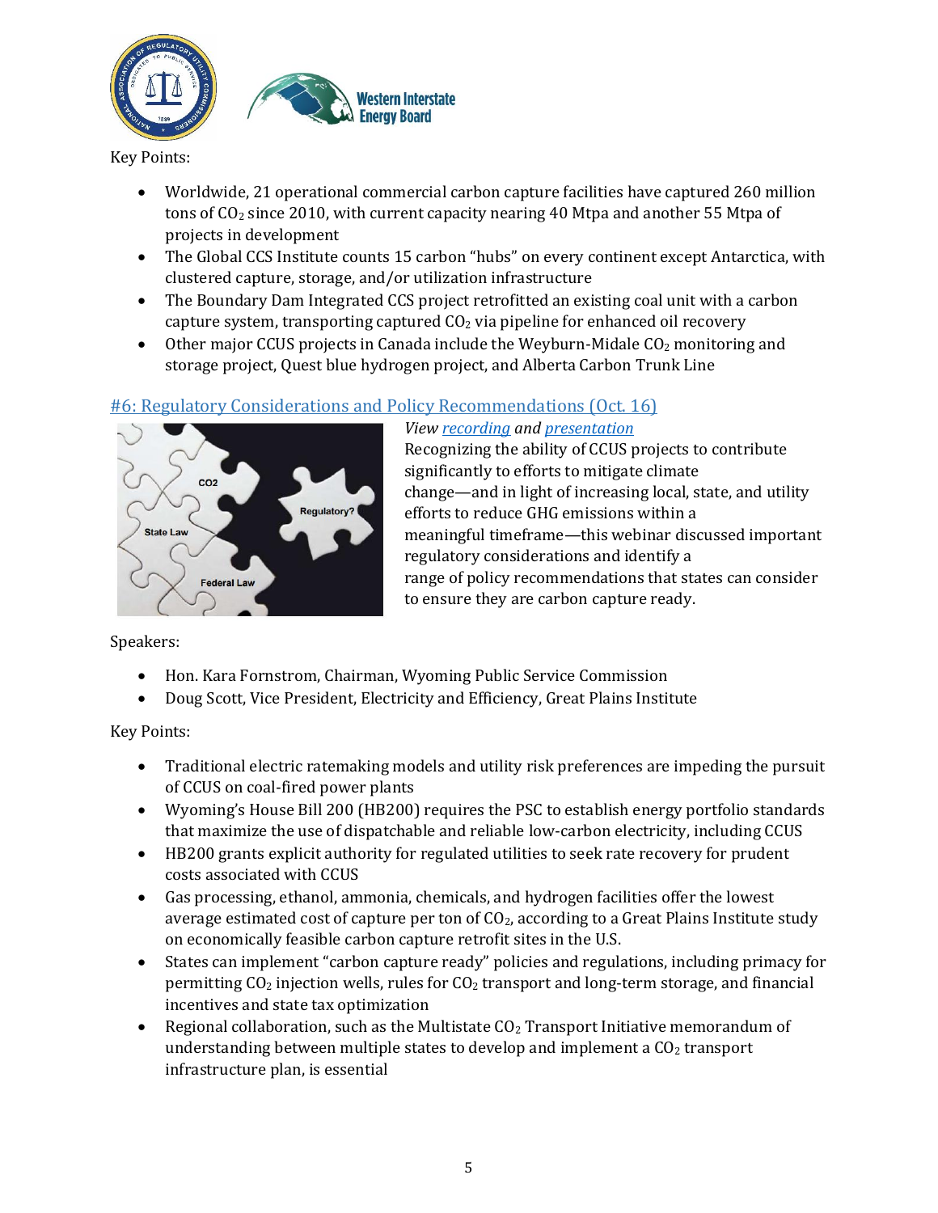Key Points:

- Worldwide, 21 operational commercial carbon capture facilities have captured 260 million tons of $CO_2$ since 2010, with current capacity nearing 40 Mtpa and another 55 Mtpa of projects in development
- The Global CCS Institute counts 15 carbon "hubs" on every continent except Antarctica, with clustered capture, storage, and/or utilization infrastructure
- The Boundary Dam Integrated CCS project retrofitted an existing coal unit with a carbon capture system, transporting captured $CO_2$ via pipeline for enhanced oil recovery
- Other major CCUS projects in Canada include the Weyburn-Midale $CO_2$ monitoring and storage project, Quest blue hydrogen project, and Alberta Carbon Trunk Line

## #6: Regulatory Considerations and Policy Recommendations (Oct. 16)

*View recording and presentation*

Recognizing the ability of CCUS projects to contribute significantly to efforts to mitigate climate change—and in light of increasing local, state, and utility efforts to reduce GHG emissions within a meaningful timeframe—this webinar discussed important regulatory considerations and identify a range of policy recommendations that states can consider to ensure they are carbon capture ready.

Speakers:

- Hon. Kara Fornstrom, Chairman, Wyoming Public Service Commission
- Doug Scott, Vice President, Electricity and Efficiency, Great Plains Institute

Key Points:

- Traditional electric ratemaking models and utility risk preferences are impeding the pursuit of CCUS on coal-fired power plants
- Wyoming's House Bill 200 (HB200) requires the PSC to establish energy portfolio standards that maximize the use of dispatchable and reliable low-carbon electricity, including CCUS
- HB200 grants explicit authority for regulated utilities to seek rate recovery for prudent costs associated with CCUS
- Gas processing, ethanol, ammonia, chemicals, and hydrogen facilities offer the lowest average estimated cost of capture per ton of $CO_2$, according to a Great Plains Institute study on economically feasible carbon capture retrofit sites in the U.S.
- States can implement "carbon capture ready" policies and regulations, including primacy for permitting $CO_2$ injection wells, rules for $CO_2$ transport and long-term storage, and financial incentives and state tax optimization
- Regional collaboration, such as the Multistate $CO_2$ Transport Initiative memorandum of understanding between multiple states to develop and implement a $CO_2$ transport infrastructure plan, is essential